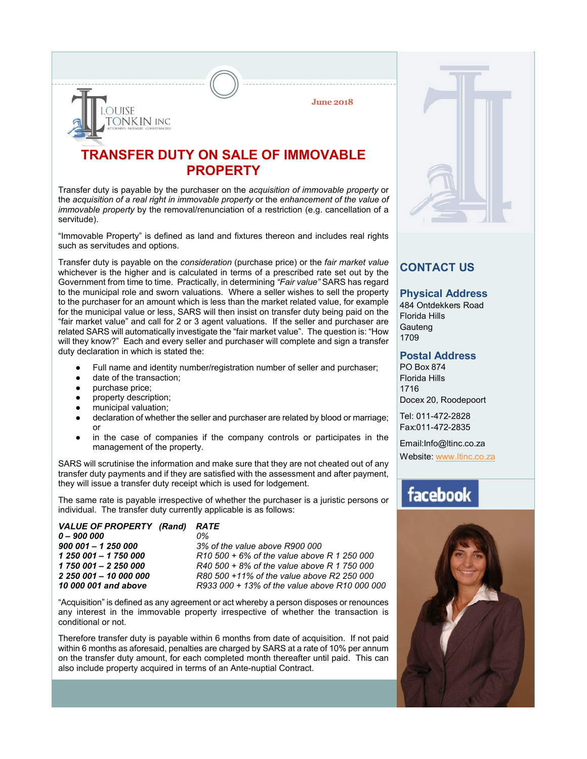LOUISE TONKIN INC

ATTORNEYS · NOTARIES · CONVEYANCERS

June 2018

# TRANSFER DUTY ON SALE OF IMMOVABLE PROPERTY

Transfer duty is payable by the purchaser on the *acquisition of immovable property* or the *acquisition of a real right in immovable property* or the *enhancement of the value of immovable property* by the removal/renunciation of a restriction (e.g. cancellation of a servitude).

"Immovable Property" is defined as land and fixtures thereon and includes real rights such as servitudes and options.

Transfer duty is payable on the *consideration* (purchase price) or the *fair market value* whichever is the higher and is calculated in terms of a prescribed rate set out by the Government from time to time. Practically, in determining *"Fair value"* SARS has regard to the municipal role and sworn valuations. Where a seller wishes to sell the property to the purchaser for an amount which is less than the market related value, for example for the municipal value or less, SARS will then insist on transfer duty being paid on the "fair market value" and call for 2 or 3 agent valuations. If the seller and purchaser are related SARS will automatically investigate the "fair market value". The question is: "How will they know?" Each and every seller and purchaser will complete and sign a transfer duty declaration in which is stated the:

- Full name and identity number/registration number of seller and purchaser;
- date of the transaction;
- purchase price;
- property description;
- municipal valuation;
- declaration of whether the seller and purchaser are related by blood or marriage; or
- in the case of companies if the company controls or participates in the management of the property.

SARS will scrutinise the information and make sure that they are not cheated out of any transfer duty payments and if they are satisfied with the assessment and after payment, they will issue a transfer duty receipt which is used for lodgement.

The same rate is payable irrespective of whether the purchaser is a juristic persons or individual. The transfer duty currently applicable is as follows:

| ***VALUE OF PROPERTY (Rand)*** | ***RATE*** |
|---|---|
| ***0 – 900 000*** | *0%* |
| ***900 001 – 1 250 000*** | *3% of the value above R900 000* |
| ***1 250 001 – 1 750 000*** | *R10 500 + 6% of the value above R 1 250 000* |
| ***1 750 001 – 2 250 000*** | *R40 500 + 8% of the value above R 1 750 000* |
| ***2 250 001 – 10 000 000*** | *R80 500 +11% of the value above R2 250 000* |
| ***10 000 001 and above*** | *R933 000 + 13% of the value above R10 000 000* |

"Acquisition" is defined as any agreement or act whereby a person disposes or renounces any interest in the immovable property irrespective of whether the transaction is conditional or not.

Therefore transfer duty is payable within 6 months from date of acquisition. If not paid within 6 months as aforesaid, penalties are charged by SARS at a rate of 10% per annum on the transfer duty amount, for each completed month thereafter until paid. This can also include property acquired in terms of an Ante-nuptial Contract.

## CONTACT US

### Physical Address

484 Ontdekkers Road
Florida Hills
Gauteng
1709

### Postal Address

PO Box 874
Florida Hills
1716
Docex 20, Roodepoort

Tel: 011-472-2828
Fax:011-472-2835

Email:Info@ltinc.co.za
Website: www.ltinc.co.za

facebook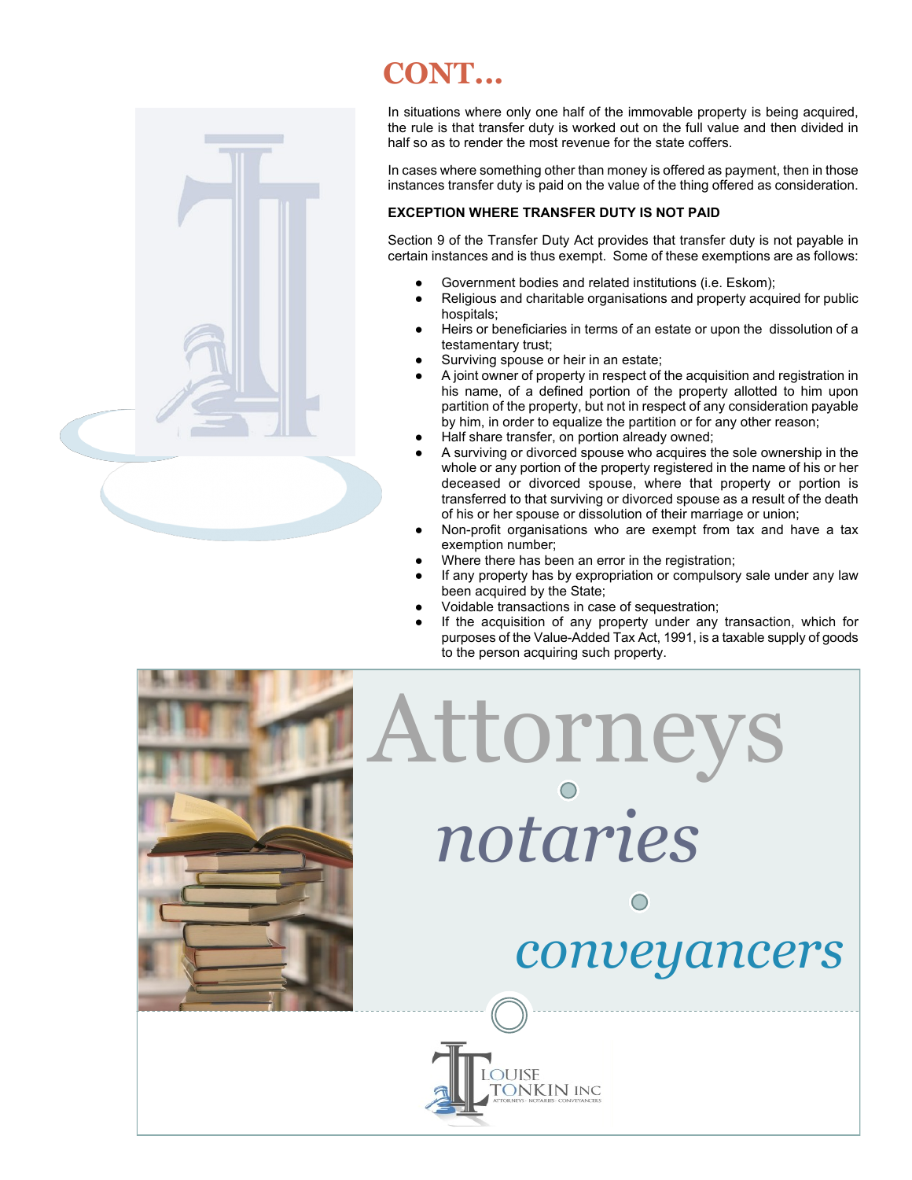# CONT…

In situations where only one half of the immovable property is being acquired, the rule is that transfer duty is worked out on the full value and then divided in half so as to render the most revenue for the state coffers.

In cases where something other than money is offered as payment, then in those instances transfer duty is paid on the value of the thing offered as consideration.

**EXCEPTION WHERE TRANSFER DUTY IS NOT PAID**

Section 9 of the Transfer Duty Act provides that transfer duty is not payable in certain instances and is thus exempt. Some of these exemptions are as follows:

- Government bodies and related institutions (i.e. Eskom);
- Religious and charitable organisations and property acquired for public hospitals;
- Heirs or beneficiaries in terms of an estate or upon the dissolution of a testamentary trust;
- Surviving spouse or heir in an estate;
- A joint owner of property in respect of the acquisition and registration in his name, of a defined portion of the property allotted to him upon partition of the property, but not in respect of any consideration payable by him, in order to equalize the partition or for any other reason;
- Half share transfer, on portion already owned;
- A surviving or divorced spouse who acquires the sole ownership in the whole or any portion of the property registered in the name of his or her deceased or divorced spouse, where that property or portion is transferred to that surviving or divorced spouse as a result of the death of his or her spouse or dissolution of their marriage or union;
- Non-profit organisations who are exempt from tax and have a tax exemption number;
- Where there has been an error in the registration;
- If any property has by expropriation or compulsory sale under any law been acquired by the State;
- Voidable transactions in case of sequestration;
- If the acquisition of any property under any transaction, which for purposes of the Value-Added Tax Act, 1991, is a taxable supply of goods to the person acquiring such property.

Attorneys

*notaries*

*conveyancers*

LOUISE TONKIN INC

ATTORNEYS · NOTARIES · CONVEYANCERS